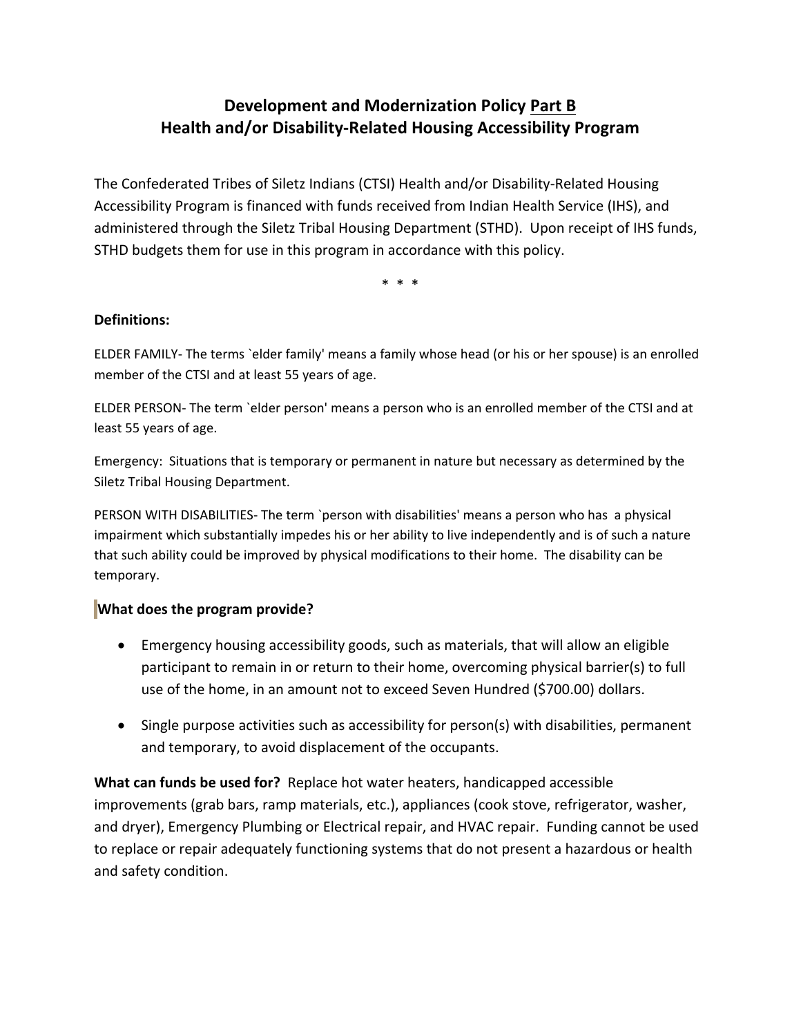# Development and Modernization Policy <u>Part B</u>
# Health and/or Disability-Related Housing Accessibility Program

The Confederated Tribes of Siletz Indians (CTSI) Health and/or Disability-Related Housing Accessibility Program is financed with funds received from Indian Health Service (IHS), and administered through the Siletz Tribal Housing Department (STHD). Upon receipt of IHS funds, STHD budgets them for use in this program in accordance with this policy.

\* \* \*

**Definitions:**

ELDER FAMILY- The terms `elder family' means a family whose head (or his or her spouse) is an enrolled member of the CTSI and at least 55 years of age.

ELDER PERSON- The term `elder person' means a person who is an enrolled member of the CTSI and at least 55 years of age.

Emergency: Situations that is temporary or permanent in nature but necessary as determined by the Siletz Tribal Housing Department.

PERSON WITH DISABILITIES- The term `person with disabilities' means a person who has a physical impairment which substantially impedes his or her ability to live independently and is of such a nature that such ability could be improved by physical modifications to their home. The disability can be temporary.

**What does the program provide?**

- Emergency housing accessibility goods, such as materials, that will allow an eligible participant to remain in or return to their home, overcoming physical barrier(s) to full use of the home, in an amount not to exceed Seven Hundred ($700.00) dollars.
- Single purpose activities such as accessibility for person(s) with disabilities, permanent and temporary, to avoid displacement of the occupants.

**What can funds be used for?** Replace hot water heaters, handicapped accessible improvements (grab bars, ramp materials, etc.), appliances (cook stove, refrigerator, washer, and dryer), Emergency Plumbing or Electrical repair, and HVAC repair. Funding cannot be used to replace or repair adequately functioning systems that do not present a hazardous or health and safety condition.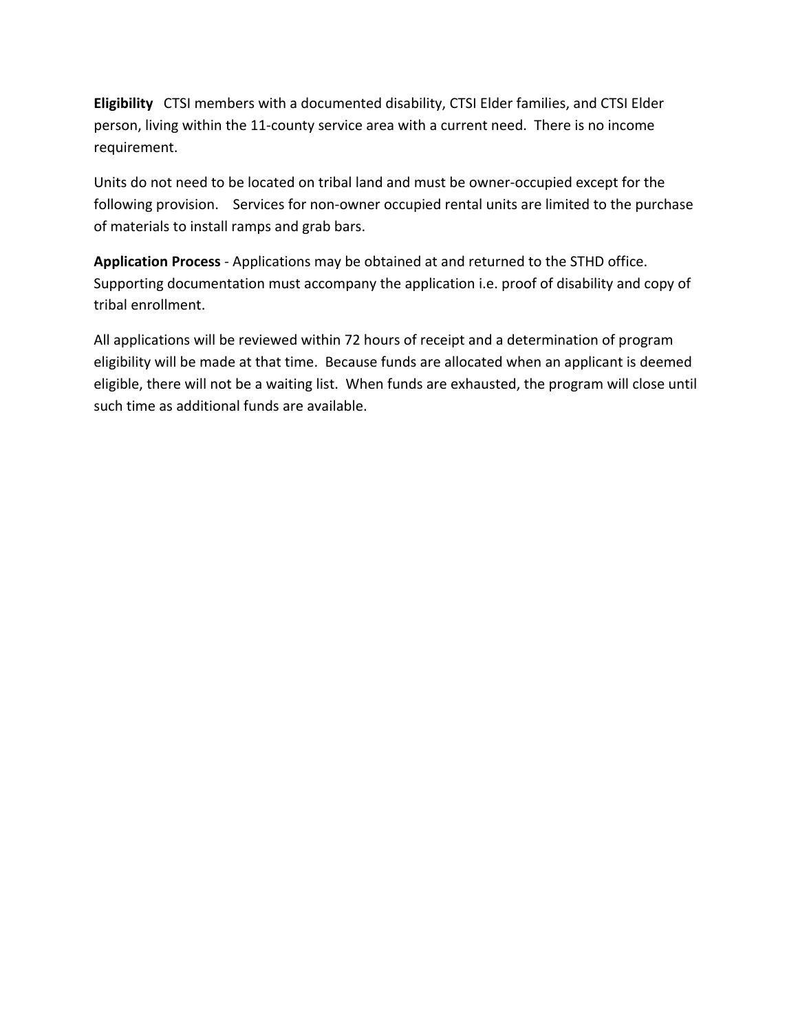**Eligibility** CTSI members with a documented disability, CTSI Elder families, and CTSI Elder person, living within the 11-county service area with a current need. There is no income requirement.

Units do not need to be located on tribal land and must be owner-occupied except for the following provision. Services for non-owner occupied rental units are limited to the purchase of materials to install ramps and grab bars.

**Application Process** - Applications may be obtained at and returned to the STHD office. Supporting documentation must accompany the application i.e. proof of disability and copy of tribal enrollment.

All applications will be reviewed within 72 hours of receipt and a determination of program eligibility will be made at that time. Because funds are allocated when an applicant is deemed eligible, there will not be a waiting list. When funds are exhausted, the program will close until such time as additional funds are available.